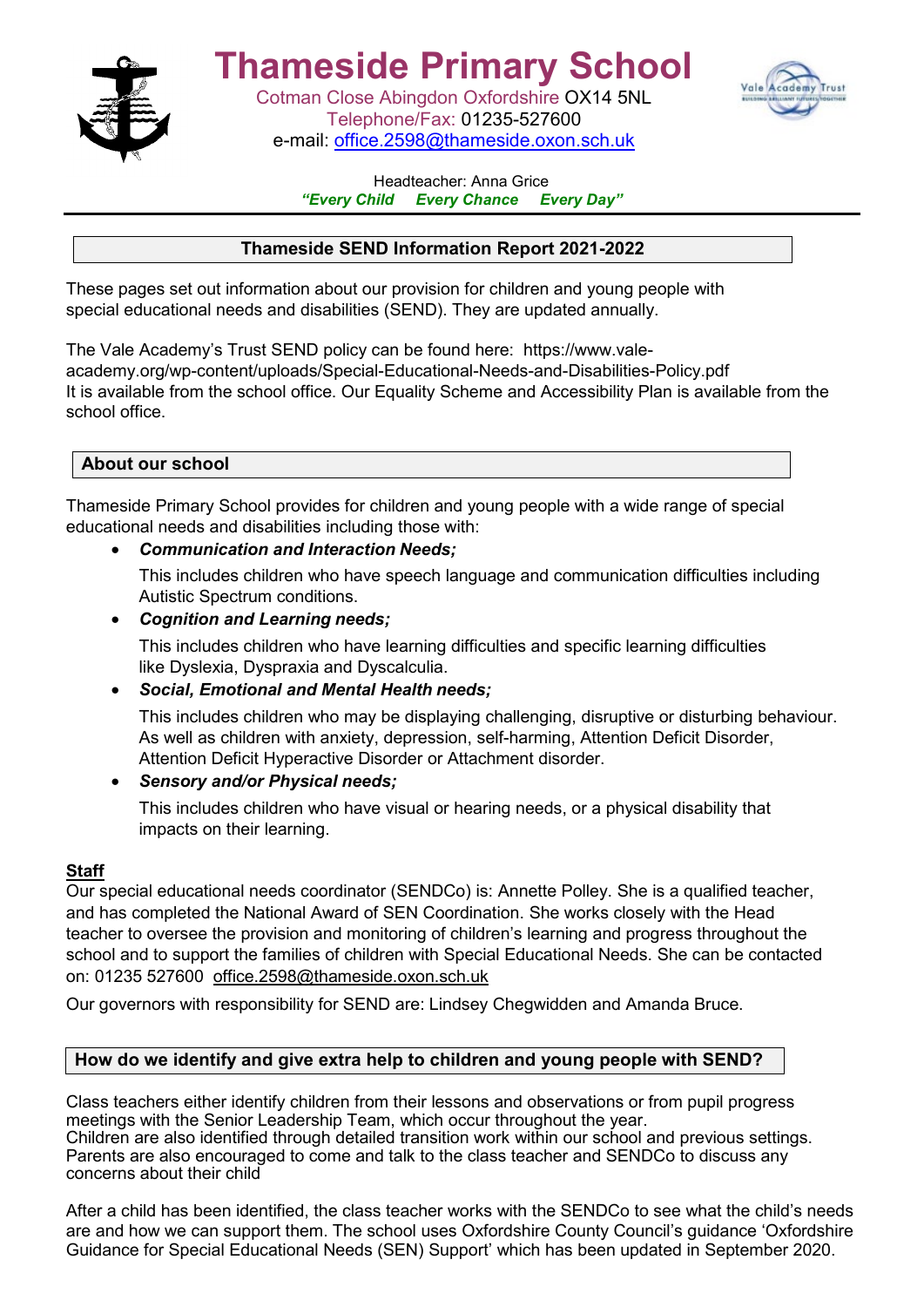# Thameside Primary School

Cotman Close Abingdon Oxfordshire OX14 5NL
Telephone/Fax: 01235-527600
e-mail: office.2598@thameside.oxon.sch.uk

Headteacher: Anna Grice
*"Every Child Every Chance Every Day"*

## Thameside SEND Information Report 2021-2022

These pages set out information about our provision for children and young people with special educational needs and disabilities (SEND). They are updated annually.

The Vale Academy's Trust SEND policy can be found here: https://www.vale-academy.org/wp-content/uploads/Special-Educational-Needs-and-Disabilities-Policy.pdf
It is available from the school office. Our Equality Scheme and Accessibility Plan is available from the school office.

## About our school

Thameside Primary School provides for children and young people with a wide range of special educational needs and disabilities including those with:

- ***Communication and Interaction Needs;***

  This includes children who have speech language and communication difficulties including Autistic Spectrum conditions.

- ***Cognition and Learning needs;***

  This includes children who have learning difficulties and specific learning difficulties like Dyslexia, Dyspraxia and Dyscalculia.

- ***Social, Emotional and Mental Health needs;***

  This includes children who may be displaying challenging, disruptive or disturbing behaviour. As well as children with anxiety, depression, self-harming, Attention Deficit Disorder, Attention Deficit Hyperactive Disorder or Attachment disorder.

- ***Sensory and/or Physical needs;***

  This includes children who have visual or hearing needs, or a physical disability that impacts on their learning.

### Staff

Our special educational needs coordinator (SENDCo) is: Annette Polley. She is a qualified teacher, and has completed the National Award of SEN Coordination. She works closely with the Head teacher to oversee the provision and monitoring of children's learning and progress throughout the school and to support the families of children with Special Educational Needs. She can be contacted on: 01235 527600 office.2598@thameside.oxon.sch.uk

Our governors with responsibility for SEND are: Lindsey Chegwidden and Amanda Bruce.

## How do we identify and give extra help to children and young people with SEND?

Class teachers either identify children from their lessons and observations or from pupil progress meetings with the Senior Leadership Team, which occur throughout the year.
Children are also identified through detailed transition work within our school and previous settings.
Parents are also encouraged to come and talk to the class teacher and SENDCo to discuss any concerns about their child

After a child has been identified, the class teacher works with the SENDCo to see what the child's needs are and how we can support them. The school uses Oxfordshire County Council's guidance 'Oxfordshire Guidance for Special Educational Needs (SEN) Support' which has been updated in September 2020.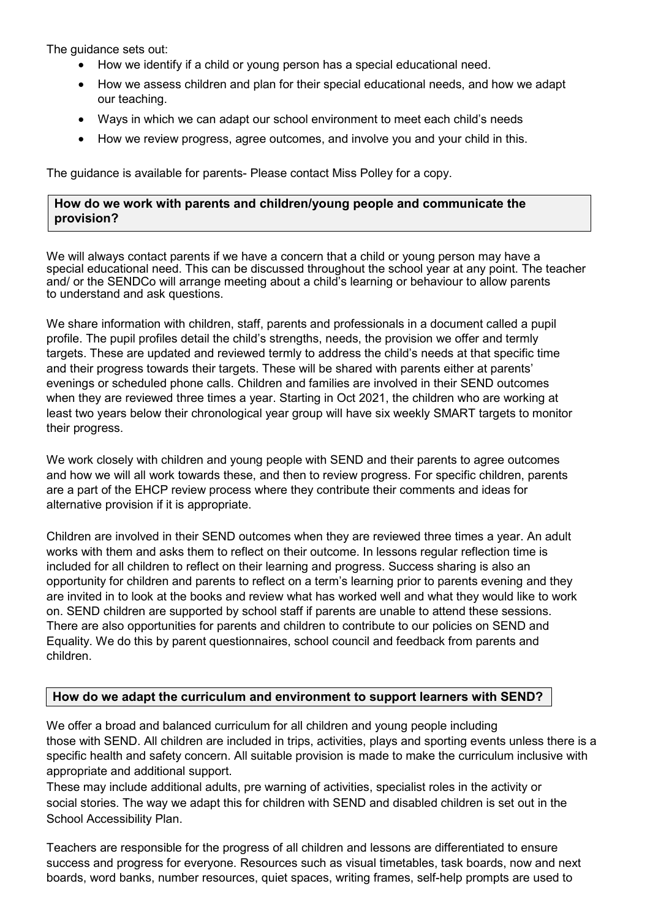The guidance sets out:

- How we identify if a child or young person has a special educational need.
- How we assess children and plan for their special educational needs, and how we adapt our teaching.
- Ways in which we can adapt our school environment to meet each child's needs
- How we review progress, agree outcomes, and involve you and your child in this.

The guidance is available for parents- Please contact Miss Polley for a copy.

## How do we work with parents and children/young people and communicate the provision?

We will always contact parents if we have a concern that a child or young person may have a special educational need. This can be discussed throughout the school year at any point. The teacher and/ or the SENDCo will arrange meeting about a child's learning or behaviour to allow parents to understand and ask questions.

We share information with children, staff, parents and professionals in a document called a pupil profile. The pupil profiles detail the child's strengths, needs, the provision we offer and termly targets. These are updated and reviewed termly to address the child's needs at that specific time and their progress towards their targets. These will be shared with parents either at parents' evenings or scheduled phone calls. Children and families are involved in their SEND outcomes when they are reviewed three times a year. Starting in Oct 2021, the children who are working at least two years below their chronological year group will have six weekly SMART targets to monitor their progress.

We work closely with children and young people with SEND and their parents to agree outcomes and how we will all work towards these, and then to review progress. For specific children, parents are a part of the EHCP review process where they contribute their comments and ideas for alternative provision if it is appropriate.

Children are involved in their SEND outcomes when they are reviewed three times a year. An adult works with them and asks them to reflect on their outcome. In lessons regular reflection time is included for all children to reflect on their learning and progress. Success sharing is also an opportunity for children and parents to reflect on a term's learning prior to parents evening and they are invited in to look at the books and review what has worked well and what they would like to work on. SEND children are supported by school staff if parents are unable to attend these sessions. There are also opportunities for parents and children to contribute to our policies on SEND and Equality. We do this by parent questionnaires, school council and feedback from parents and children.

## How do we adapt the curriculum and environment to support learners with SEND?

We offer a broad and balanced curriculum for all children and young people including those with SEND. All children are included in trips, activities, plays and sporting events unless there is a specific health and safety concern. All suitable provision is made to make the curriculum inclusive with appropriate and additional support.
These may include additional adults, pre warning of activities, specialist roles in the activity or social stories. The way we adapt this for children with SEND and disabled children is set out in the School Accessibility Plan.

Teachers are responsible for the progress of all children and lessons are differentiated to ensure success and progress for everyone. Resources such as visual timetables, task boards, now and next boards, word banks, number resources, quiet spaces, writing frames, self-help prompts are used to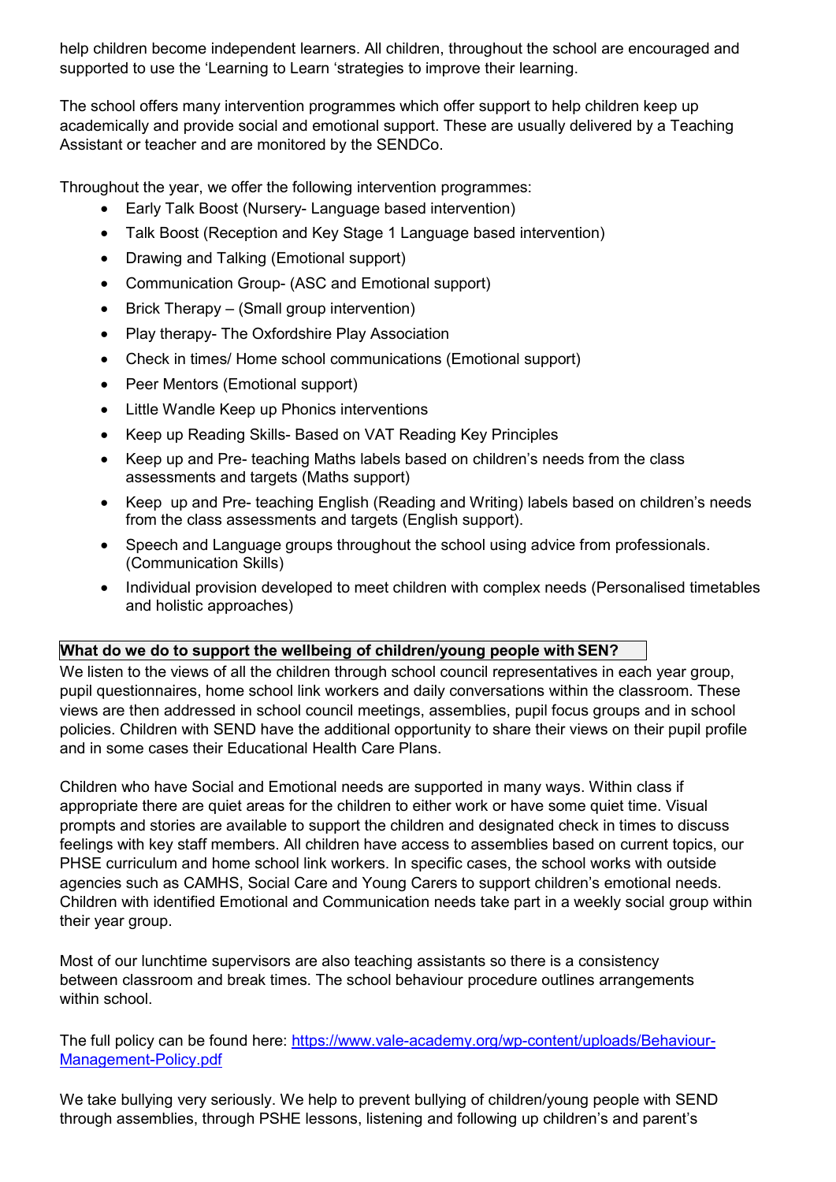help children become independent learners. All children, throughout the school are encouraged and supported to use the 'Learning to Learn 'strategies to improve their learning.

The school offers many intervention programmes which offer support to help children keep up academically and provide social and emotional support. These are usually delivered by a Teaching Assistant or teacher and are monitored by the SENDCo.

Throughout the year, we offer the following intervention programmes:

- Early Talk Boost (Nursery- Language based intervention)
- Talk Boost (Reception and Key Stage 1 Language based intervention)
- Drawing and Talking (Emotional support)
- Communication Group- (ASC and Emotional support)
- Brick Therapy – (Small group intervention)
- Play therapy- The Oxfordshire Play Association
- Check in times/ Home school communications (Emotional support)
- Peer Mentors (Emotional support)
- Little Wandle Keep up Phonics interventions
- Keep up Reading Skills- Based on VAT Reading Key Principles
- Keep up and Pre- teaching Maths labels based on children's needs from the class assessments and targets (Maths support)
- Keep up and Pre- teaching English (Reading and Writing) labels based on children's needs from the class assessments and targets (English support).
- Speech and Language groups throughout the school using advice from professionals. (Communication Skills)
- Individual provision developed to meet children with complex needs (Personalised timetables and holistic approaches)

**What do we do to support the wellbeing of children/young people with SEN?**

We listen to the views of all the children through school council representatives in each year group, pupil questionnaires, home school link workers and daily conversations within the classroom. These views are then addressed in school council meetings, assemblies, pupil focus groups and in school policies. Children with SEND have the additional opportunity to share their views on their pupil profile and in some cases their Educational Health Care Plans.

Children who have Social and Emotional needs are supported in many ways. Within class if appropriate there are quiet areas for the children to either work or have some quiet time. Visual prompts and stories are available to support the children and designated check in times to discuss feelings with key staff members. All children have access to assemblies based on current topics, our PHSE curriculum and home school link workers. In specific cases, the school works with outside agencies such as CAMHS, Social Care and Young Carers to support children's emotional needs. Children with identified Emotional and Communication needs take part in a weekly social group within their year group.

Most of our lunchtime supervisors are also teaching assistants so there is a consistency between classroom and break times. The school behaviour procedure outlines arrangements within school.

The full policy can be found here: [https://www.vale-academy.org/wp-content/uploads/Behaviour-Management-Policy.pdf](https://www.vale-academy.org/wp-content/uploads/Behaviour-Management-Policy.pdf)

We take bullying very seriously. We help to prevent bullying of children/young people with SEND through assemblies, through PSHE lessons, listening and following up children's and parent's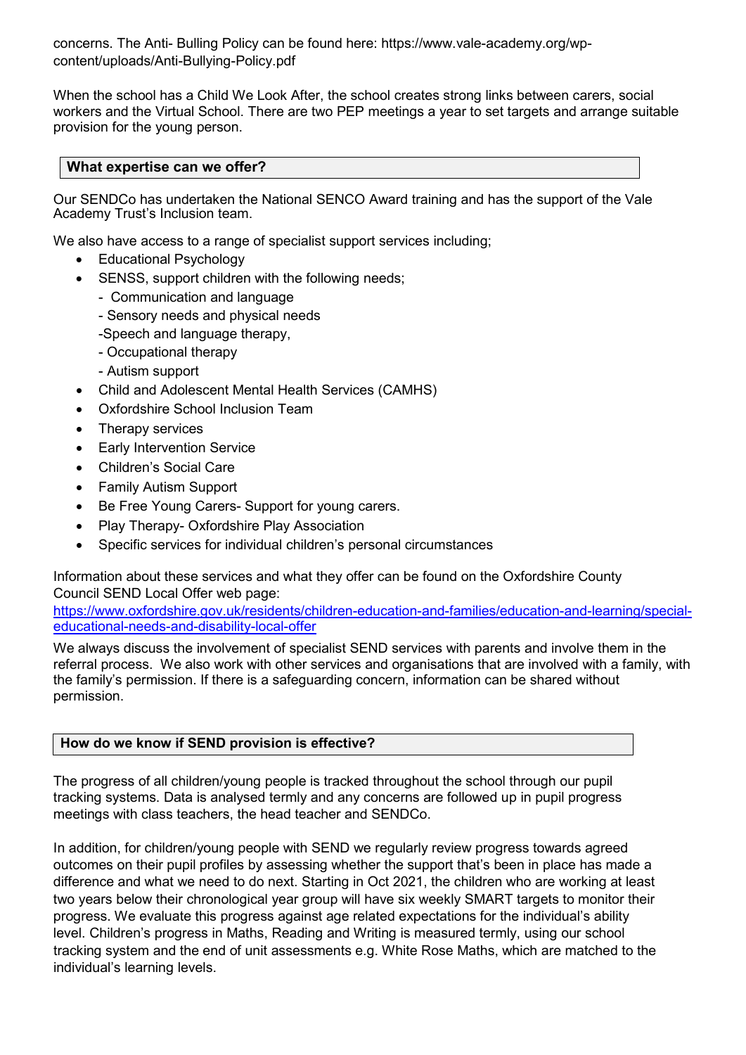concerns. The Anti- Bulling Policy can be found here: https://www.vale-academy.org/wp-content/uploads/Anti-Bullying-Policy.pdf

When the school has a Child We Look After, the school creates strong links between carers, social workers and the Virtual School. There are two PEP meetings a year to set targets and arrange suitable provision for the young person.

## What expertise can we offer?

Our SENDCo has undertaken the National SENCO Award training and has the support of the Vale Academy Trust's Inclusion team.

We also have access to a range of specialist support services including;

- Educational Psychology
- SENSS, support children with the following needs;
  - Communication and language
  - Sensory needs and physical needs
  - Speech and language therapy,
  - Occupational therapy
  - Autism support
- Child and Adolescent Mental Health Services (CAMHS)
- Oxfordshire School Inclusion Team
- Therapy services
- Early Intervention Service
- Children's Social Care
- Family Autism Support
- Be Free Young Carers- Support for young carers.
- Play Therapy- Oxfordshire Play Association
- Specific services for individual children's personal circumstances

Information about these services and what they offer can be found on the Oxfordshire County Council SEND Local Offer web page:
[https://www.oxfordshire.gov.uk/residents/children-education-and-families/education-and-learning/special-educational-needs-and-disability-local-offer](https://www.oxfordshire.gov.uk/residents/children-education-and-families/education-and-learning/special-educational-needs-and-disability-local-offer)

We always discuss the involvement of specialist SEND services with parents and involve them in the referral process. We also work with other services and organisations that are involved with a family, with the family's permission. If there is a safeguarding concern, information can be shared without permission.

## How do we know if SEND provision is effective?

The progress of all children/young people is tracked throughout the school through our pupil tracking systems. Data is analysed termly and any concerns are followed up in pupil progress meetings with class teachers, the head teacher and SENDCo.

In addition, for children/young people with SEND we regularly review progress towards agreed outcomes on their pupil profiles by assessing whether the support that's been in place has made a difference and what we need to do next. Starting in Oct 2021, the children who are working at least two years below their chronological year group will have six weekly SMART targets to monitor their progress. We evaluate this progress against age related expectations for the individual's ability level. Children's progress in Maths, Reading and Writing is measured termly, using our school tracking system and the end of unit assessments e.g. White Rose Maths, which are matched to the individual's learning levels.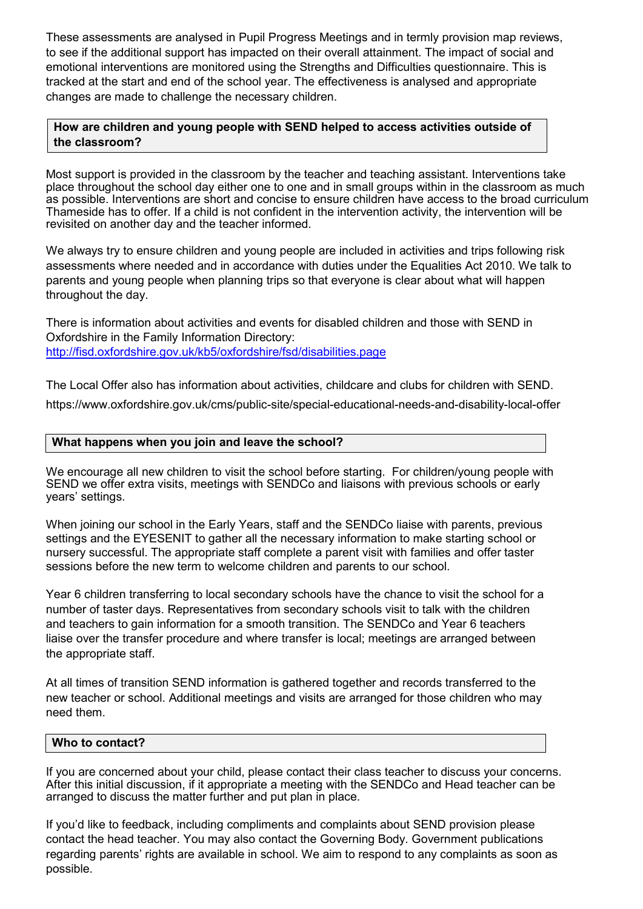These assessments are analysed in Pupil Progress Meetings and in termly provision map reviews, to see if the additional support has impacted on their overall attainment. The impact of social and emotional interventions are monitored using the Strengths and Difficulties questionnaire. This is tracked at the start and end of the school year. The effectiveness is analysed and appropriate changes are made to challenge the necessary children.

## How are children and young people with SEND helped to access activities outside of the classroom?

Most support is provided in the classroom by the teacher and teaching assistant. Interventions take place throughout the school day either one to one and in small groups within in the classroom as much as possible. Interventions are short and concise to ensure children have access to the broad curriculum Thameside has to offer. If a child is not confident in the intervention activity, the intervention will be revisited on another day and the teacher informed.

We always try to ensure children and young people are included in activities and trips following risk assessments where needed and in accordance with duties under the Equalities Act 2010. We talk to parents and young people when planning trips so that everyone is clear about what will happen throughout the day.

There is information about activities and events for disabled children and those with SEND in Oxfordshire in the Family Information Directory:
http://fisd.oxfordshire.gov.uk/kb5/oxfordshire/fsd/disabilities.page

The Local Offer also has information about activities, childcare and clubs for children with SEND.
https://www.oxfordshire.gov.uk/cms/public-site/special-educational-needs-and-disability-local-offer

## What happens when you join and leave the school?

We encourage all new children to visit the school before starting. For children/young people with SEND we offer extra visits, meetings with SENDCo and liaisons with previous schools or early years' settings.

When joining our school in the Early Years, staff and the SENDCo liaise with parents, previous settings and the EYESENIT to gather all the necessary information to make starting school or nursery successful. The appropriate staff complete a parent visit with families and offer taster sessions before the new term to welcome children and parents to our school.

Year 6 children transferring to local secondary schools have the chance to visit the school for a number of taster days. Representatives from secondary schools visit to talk with the children and teachers to gain information for a smooth transition. The SENDCo and Year 6 teachers liaise over the transfer procedure and where transfer is local; meetings are arranged between the appropriate staff.

At all times of transition SEND information is gathered together and records transferred to the new teacher or school. Additional meetings and visits are arranged for those children who may need them.

## Who to contact?

If you are concerned about your child, please contact their class teacher to discuss your concerns. After this initial discussion, if it appropriate a meeting with the SENDCo and Head teacher can be arranged to discuss the matter further and put plan in place.

If you'd like to feedback, including compliments and complaints about SEND provision please contact the head teacher. You may also contact the Governing Body. Government publications regarding parents' rights are available in school. We aim to respond to any complaints as soon as possible.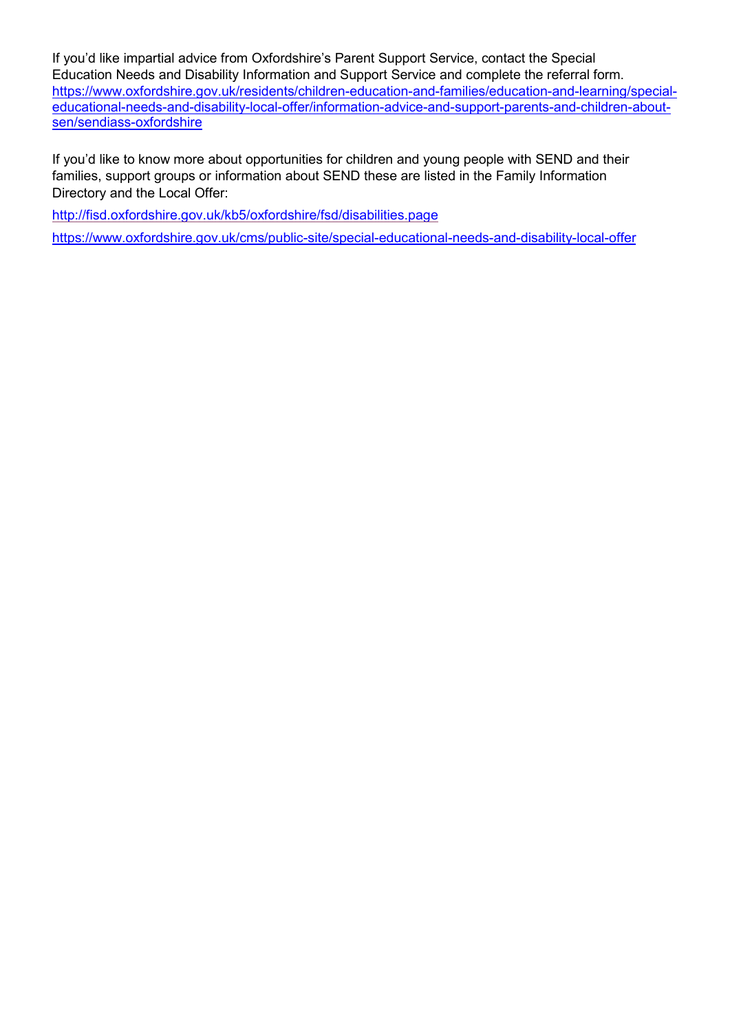If you'd like impartial advice from Oxfordshire's Parent Support Service, contact the Special Education Needs and Disability Information and Support Service and complete the referral form. https://www.oxfordshire.gov.uk/residents/children-education-and-families/education-and-learning/special-educational-needs-and-disability-local-offer/information-advice-and-support-parents-and-children-about-sen/sendiass-oxfordshire

If you'd like to know more about opportunities for children and young people with SEND and their families, support groups or information about SEND these are listed in the Family Information Directory and the Local Offer:

http://fisd.oxfordshire.gov.uk/kb5/oxfordshire/fsd/disabilities.page

https://www.oxfordshire.gov.uk/cms/public-site/special-educational-needs-and-disability-local-offer